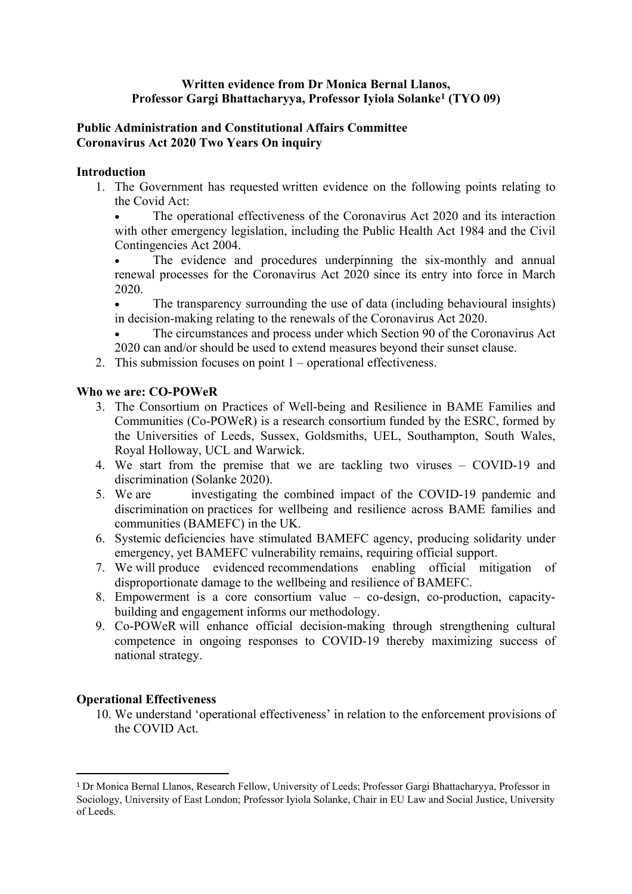**Written evidence from Dr Monica Bernal Llanos, Professor Gargi Bhattacharyya, Professor Iyiola Solanke[1] (TYO 09)**

**Public Administration and Constitutional Affairs Committee**
**Coronavirus Act 2020 Two Years On inquiry**

## Introduction

1. The Government has requested written evidence on the following points relating to the Covid Act:
   - The operational effectiveness of the Coronavirus Act 2020 and its interaction with other emergency legislation, including the Public Health Act 1984 and the Civil Contingencies Act 2004.
   - The evidence and procedures underpinning the six-monthly and annual renewal processes for the Coronavirus Act 2020 since its entry into force in March 2020.
   - The transparency surrounding the use of data (including behavioural insights) in decision-making relating to the renewals of the Coronavirus Act 2020.
   - The circumstances and process under which Section 90 of the Coronavirus Act 2020 can and/or should be used to extend measures beyond their sunset clause.
2. This submission focuses on point 1 – operational effectiveness.

## Who we are: CO-POWeR

3. The Consortium on Practices of Well-being and Resilience in BAME Families and Communities (Co-POWeR) is a research consortium funded by the ESRC, formed by the Universities of Leeds, Sussex, Goldsmiths, UEL, Southampton, South Wales, Royal Holloway, UCL and Warwick.
4. We start from the premise that we are tackling two viruses – COVID-19 and discrimination (Solanke 2020).
5. We are investigating the combined impact of the COVID-19 pandemic and discrimination on practices for wellbeing and resilience across BAME families and communities (BAMEFC) in the UK.
6. Systemic deficiencies have stimulated BAMEFC agency, producing solidarity under emergency, yet BAMEFC vulnerability remains, requiring official support.
7. We will produce evidenced recommendations enabling official mitigation of disproportionate damage to the wellbeing and resilience of BAMEFC.
8. Empowerment is a core consortium value – co-design, co-production, capacity-building and engagement informs our methodology.
9. Co-POWeR will enhance official decision-making through strengthening cultural competence in ongoing responses to COVID-19 thereby maximizing success of national strategy.

## Operational Effectiveness

10. We understand 'operational effectiveness' in relation to the enforcement provisions of the COVID Act.

---

[1] Dr Monica Bernal Llanos, Research Fellow, University of Leeds; Professor Gargi Bhattacharyya, Professor in Sociology, University of East London; Professor Iyiola Solanke, Chair in EU Law and Social Justice, University of Leeds.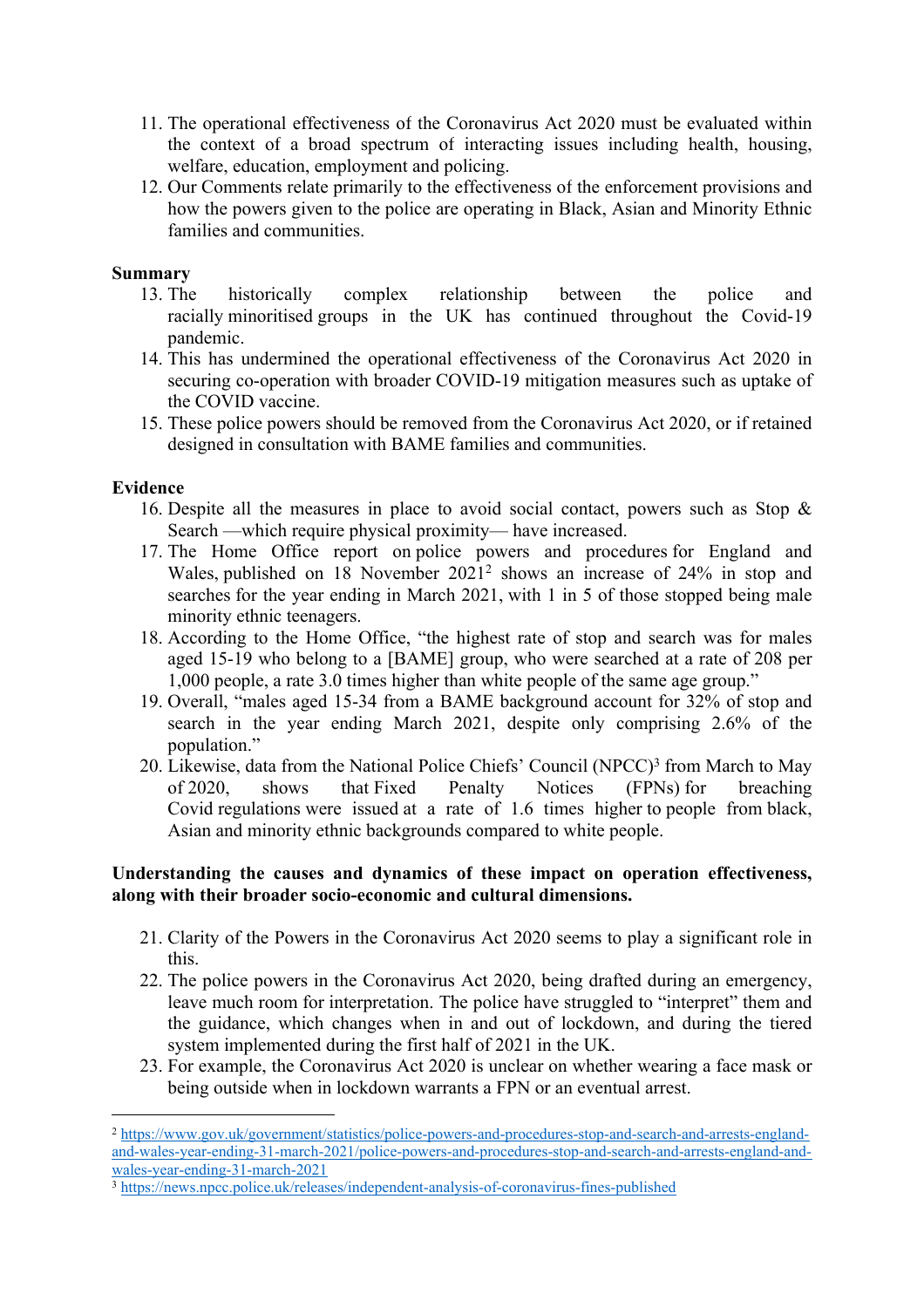11. The operational effectiveness of the Coronavirus Act 2020 must be evaluated within the context of a broad spectrum of interacting issues including health, housing, welfare, education, employment and policing.
12. Our Comments relate primarily to the effectiveness of the enforcement provisions and how the powers given to the police are operating in Black, Asian and Minority Ethnic families and communities.

**Summary**

13. The historically complex relationship between the police and racially minoritised groups in the UK has continued throughout the Covid-19 pandemic.
14. This has undermined the operational effectiveness of the Coronavirus Act 2020 in securing co-operation with broader COVID-19 mitigation measures such as uptake of the COVID vaccine.
15. These police powers should be removed from the Coronavirus Act 2020, or if retained designed in consultation with BAME families and communities.

**Evidence**

16. Despite all the measures in place to avoid social contact, powers such as Stop & Search —which require physical proximity— have increased.
17. The Home Office report on police powers and procedures for England and Wales, published on 18 November 2021[2] shows an increase of 24% in stop and searches for the year ending in March 2021, with 1 in 5 of those stopped being male minority ethnic teenagers.
18. According to the Home Office, "the highest rate of stop and search was for males aged 15-19 who belong to a [BAME] group, who were searched at a rate of 208 per 1,000 people, a rate 3.0 times higher than white people of the same age group."
19. Overall, "males aged 15-34 from a BAME background account for 32% of stop and search in the year ending March 2021, despite only comprising 2.6% of the population."
20. Likewise, data from the National Police Chiefs' Council (NPCC)[3] from March to May of 2020, shows that Fixed Penalty Notices (FPNs) for breaching Covid regulations were issued at a rate of 1.6 times higher to people from black, Asian and minority ethnic backgrounds compared to white people.

**Understanding the causes and dynamics of these impact on operation effectiveness, along with their broader socio-economic and cultural dimensions.**

21. Clarity of the Powers in the Coronavirus Act 2020 seems to play a significant role in this.
22. The police powers in the Coronavirus Act 2020, being drafted during an emergency, leave much room for interpretation. The police have struggled to "interpret" them and the guidance, which changes when in and out of lockdown, and during the tiered system implemented during the first half of 2021 in the UK.
23. For example, the Coronavirus Act 2020 is unclear on whether wearing a face mask or being outside when in lockdown warrants a FPN or an eventual arrest.

---

[2] https://www.gov.uk/government/statistics/police-powers-and-procedures-stop-and-search-and-arrests-england-and-wales-year-ending-31-march-2021/police-powers-and-procedures-stop-and-search-and-arrests-england-and-wales-year-ending-31-march-2021

[3] https://news.npcc.police.uk/releases/independent-analysis-of-coronavirus-fines-published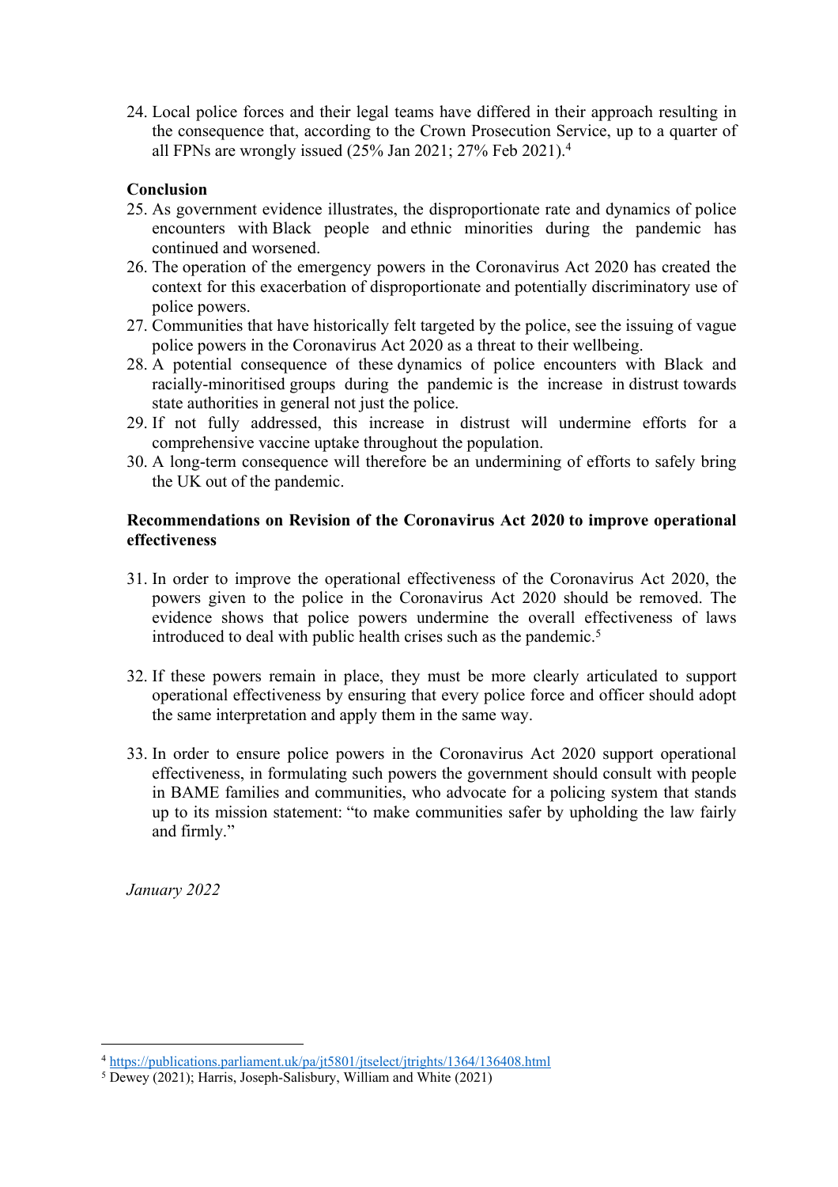24. Local police forces and their legal teams have differed in their approach resulting in the consequence that, according to the Crown Prosecution Service, up to a quarter of all FPNs are wrongly issued (25% Jan 2021; 27% Feb 2021).[4]

**Conclusion**

25. As government evidence illustrates, the disproportionate rate and dynamics of police encounters with Black people and ethnic minorities during the pandemic has continued and worsened.
26. The operation of the emergency powers in the Coronavirus Act 2020 has created the context for this exacerbation of disproportionate and potentially discriminatory use of police powers.
27. Communities that have historically felt targeted by the police, see the issuing of vague police powers in the Coronavirus Act 2020 as a threat to their wellbeing.
28. A potential consequence of these dynamics of police encounters with Black and racially-minoritised groups during the pandemic is the increase in distrust towards state authorities in general not just the police.
29. If not fully addressed, this increase in distrust will undermine efforts for a comprehensive vaccine uptake throughout the population.
30. A long-term consequence will therefore be an undermining of efforts to safely bring the UK out of the pandemic.

**Recommendations on Revision of the Coronavirus Act 2020 to improve operational effectiveness**

31. In order to improve the operational effectiveness of the Coronavirus Act 2020, the powers given to the police in the Coronavirus Act 2020 should be removed. The evidence shows that police powers undermine the overall effectiveness of laws introduced to deal with public health crises such as the pandemic.[5]

32. If these powers remain in place, they must be more clearly articulated to support operational effectiveness by ensuring that every police force and officer should adopt the same interpretation and apply them in the same way.

33. In order to ensure police powers in the Coronavirus Act 2020 support operational effectiveness, in formulating such powers the government should consult with people in BAME families and communities, who advocate for a policing system that stands up to its mission statement: "to make communities safer by upholding the law fairly and firmly."

*January 2022*

---

[4] https://publications.parliament.uk/pa/jt5801/jtselect/jtrights/1364/136408.html

[5] Dewey (2021); Harris, Joseph-Salisbury, William and White (2021)